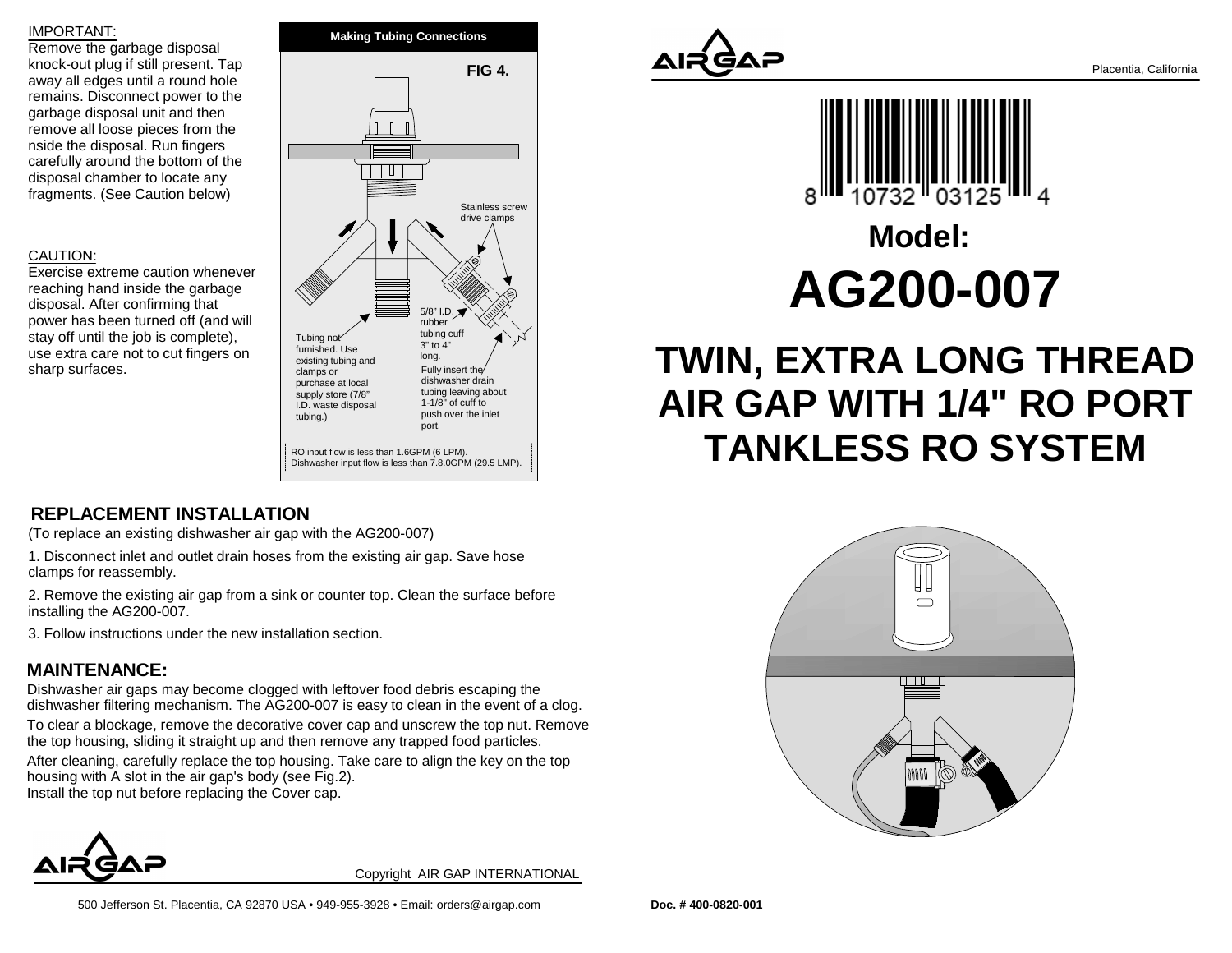IMPORTANT:

Remove the garbage disposal knock-out plug if still present. Tap away all edges until a round hole remains. Disconnect power to the garbage disposal unit and then remove all loose pieces from the nside the disposal. Run fingers carefully around the bottom of the disposal chamber to locate any fragments. (See Caution below)

CAUTION:

Exercise extreme caution whenever reaching hand inside the garbage disposal. After confirming that power has been turned off (and will stay off until the job is complete), use extra care not to cut fingers on sharp surfaces.

**Making Tubing Connections**

**FIG 4.**

Stainless screw drive clamps

5/8" I.D. rubber tubing cuff 3" to 4" long.

Tubing not furnished. Use existing tubing and clamps or purchase at local supply store (7/8" I.D. waste disposal tubing.)

Fully insert the dishwasher drain tubing leaving about 1-1/8" of cuff to push over the inlet port.

RO input flow is less than 1.6GPM (6 LPM). Dishwasher input flow is less than 7.8.0GPM (29.5 LMP).

## REPLACEMENT INSTALLATION

(To replace an existing dishwasher air gap with the AG200-007)

1. Disconnect inlet and outlet drain hoses from the existing air gap. Save hose clamps for reassembly.
2. Remove the existing air gap from a sink or counter top. Clean the surface before installing the AG200-007.
3. Follow instructions under the new installation section.

## MAINTENANCE:

Dishwasher air gaps may become clogged with leftover food debris escaping the dishwasher filtering mechanism. The AG200-007 is easy to clean in the event of a clog.

To clear a blockage, remove the decorative cover cap and unscrew the top nut. Remove the top housing, sliding it straight up and then remove any trapped food particles.

After cleaning, carefully replace the top housing. Take care to align the key on the top housing with A slot in the air gap's body (see Fig.2).
Install the top nut before replacing the Cover cap.

AIRGAP

Copyright AIR GAP INTERNATIONAL

500 Jefferson St. Placentia, CA 92870 USA • 949-955-3928 • Email: orders@airgap.com

AIRGAP

Placentia, California

8 10732 03125 4

# Model:

# AG200-007

# TWIN, EXTRA LONG THREAD AIR GAP WITH 1/4" RO PORT TANKLESS RO SYSTEM

**Doc. # 400-0820-001**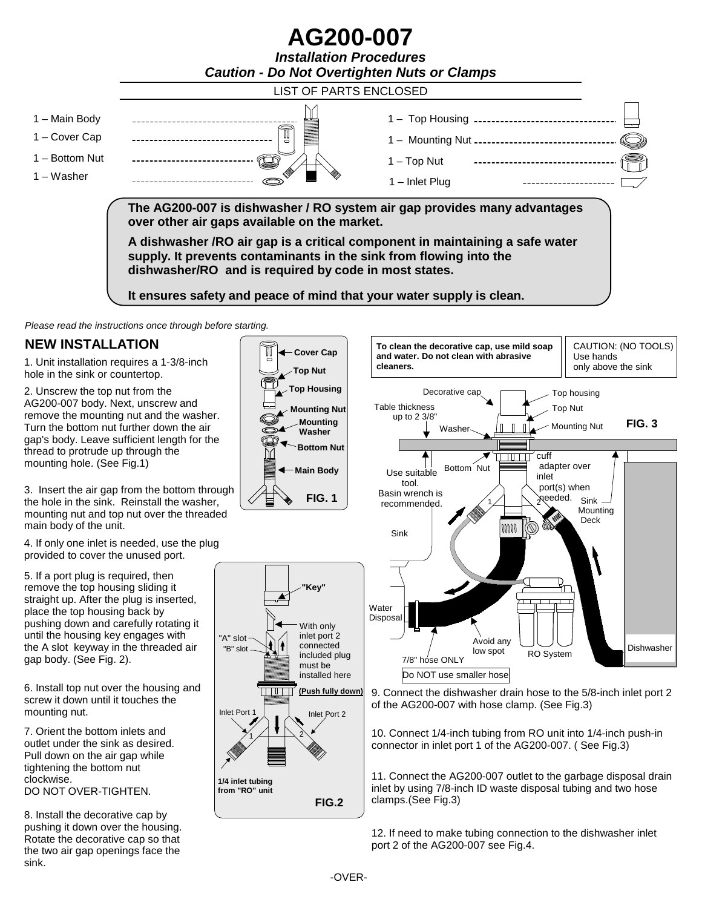# AG200-007

***Installation Procedures***

***Caution - Do Not Overtighten Nuts or Clamps***

LIST OF PARTS ENCLOSED

1 – Main Body
1 – Cover Cap
1 – Bottom Nut
1 – Washer

1 – Top Housing
1 – Mounting Nut
1 – Top Nut
1 – Inlet Plug

**The AG200-007 is dishwasher / RO system air gap provides many advantages over other air gaps available on the market.**

**A dishwasher /RO air gap is a critical component in maintaining a safe water supply. It prevents contaminants in the sink from flowing into the dishwasher/RO and is required by code in most states.**

**It ensures safety and peace of mind that your water supply is clean.**

*Please read the instructions once through before starting.*

## NEW INSTALLATION

1. Unit installation requires a 1-3/8-inch hole in the sink or countertop.

2. Unscrew the top nut from the AG200-007 body. Next, unscrew and remove the mounting nut and the washer. Turn the bottom nut further down the air gap's body. Leave sufficient length for the thread to protrude up through the mounting hole. (See Fig.1)

3. Insert the air gap from the bottom through the hole in the sink. Reinstall the washer, mounting nut and top nut over the threaded main body of the unit.

4. If only one inlet is needed, use the plug provided to cover the unused port.

5. If a port plug is required, then remove the top housing sliding it straight up. After the plug is inserted, place the top housing back by pushing down and carefully rotating it until the housing key engages with the A slot keyway in the threaded air gap body. (See Fig. 2).

6. Install top nut over the housing and screw it down until it touches the mounting nut.

7. Orient the bottom inlets and outlet under the sink as desired. Pull down on the air gap while tightening the bottom nut clockwise.
DO NOT OVER-TIGHTEN.

8. Install the decorative cap by pushing it down over the housing. Rotate the decorative cap so that the two air gap openings face the sink.

Cover Cap
Top Nut
Top Housing
Mounting Nut
Mounting Washer
Bottom Nut
Main Body

**FIG. 1**

"Key"
"A" slot
"B" slot
With only inlet port 2 connected included plug must be installed here
**(Push fully down)**
Inlet Port 1
Inlet Port 2
1/4 inlet tubing from "RO" unit

**FIG.2**

**To clean the decorative cap, use mild soap and water. Do not clean with abrasive cleaners.**

CAUTION: (NO TOOLS) Use hands only above the sink

Decorative cap
Top housing
Top Nut
Mounting Nut
Table thickness up to 2 3/8"
Washer
Bottom Nut
cuff adapter over inlet port(s) when needed.
Use suitable tool. Basin wrench is recommended.
Sink Mounting Deck
Sink
Water Disposal
Avoid any low spot
7/8" hose ONLY
Do NOT use smaller hose
RO System
Dishwasher

**FIG. 3**

9. Connect the dishwasher drain hose to the 5/8-inch inlet port 2 of the AG200-007 with hose clamp. (See Fig.3)

10. Connect 1/4-inch tubing from RO unit into 1/4-inch push-in connector in inlet port 1 of the AG200-007. ( See Fig.3)

11. Connect the AG200-007 outlet to the garbage disposal drain inlet by using 7/8-inch ID waste disposal tubing and two hose clamps.(See Fig.3)

12. If need to make tubing connection to the dishwasher inlet port 2 of the AG200-007 see Fig.4.

-OVER-